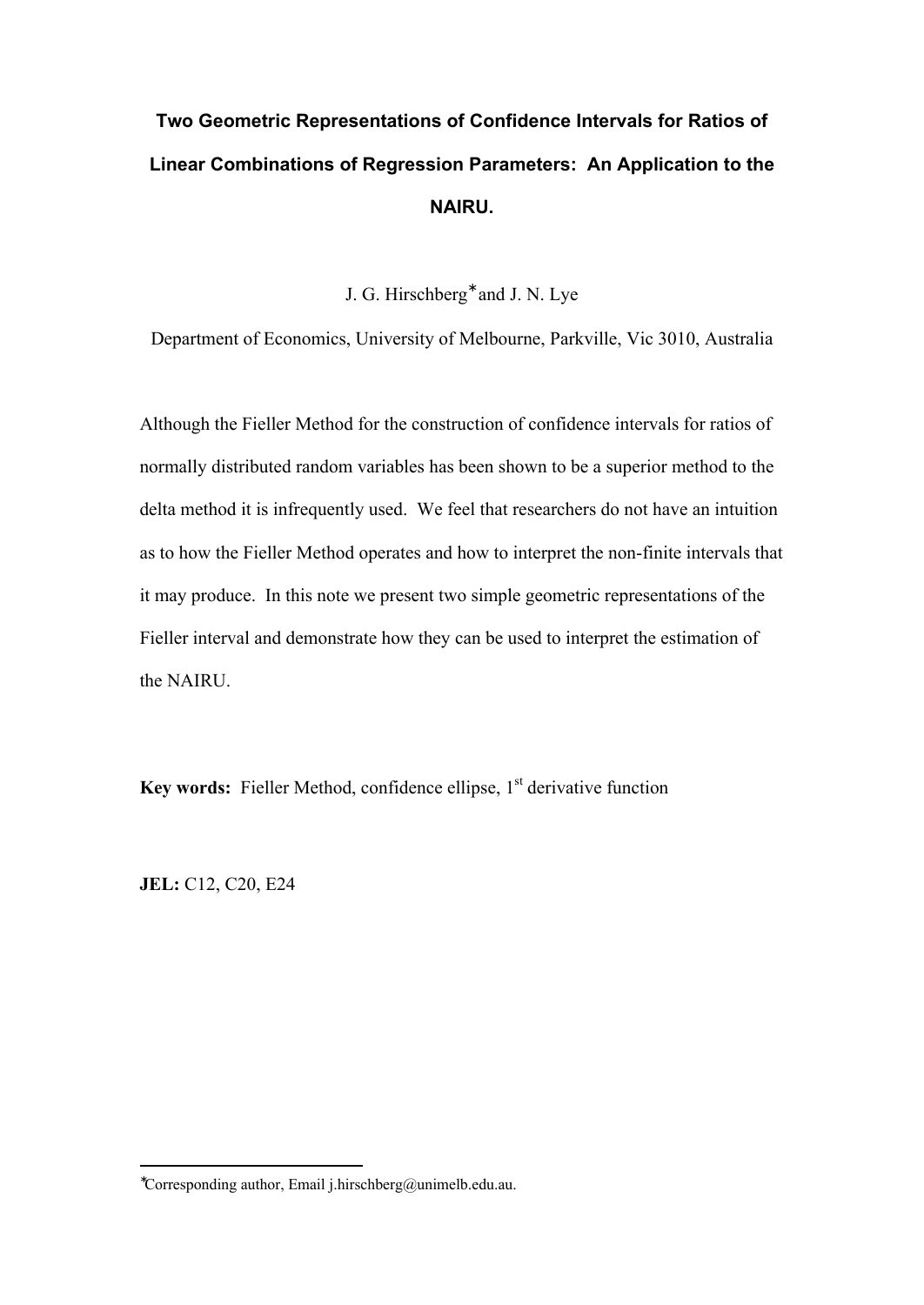# Two Geometric Representations of Confidence Intervals for Ratios of Linear Combinations of Regression Parameters: An Application to the NAIRU.

J. G. Hirschberg* and J. N. Lye

Department of Economics, University of Melbourne, Parkville, Vic 3010, Australia

Although the Fieller Method for the construction of confidence intervals for ratios of normally distributed random variables has been shown to be a superior method to the delta method it is infrequently used. We feel that researchers do not have an intuition as to how the Fieller Method operates and how to interpret the non-finite intervals that it may produce. In this note we present two simple geometric representations of the Fieller interval and demonstrate how they can be used to interpret the estimation of the NAIRU.

**Key words:** Fieller Method, confidence ellipse, 1st derivative function

**JEL:** C12, C20, E24

---

*Corresponding author, Email j.hirschberg@unimelb.edu.au.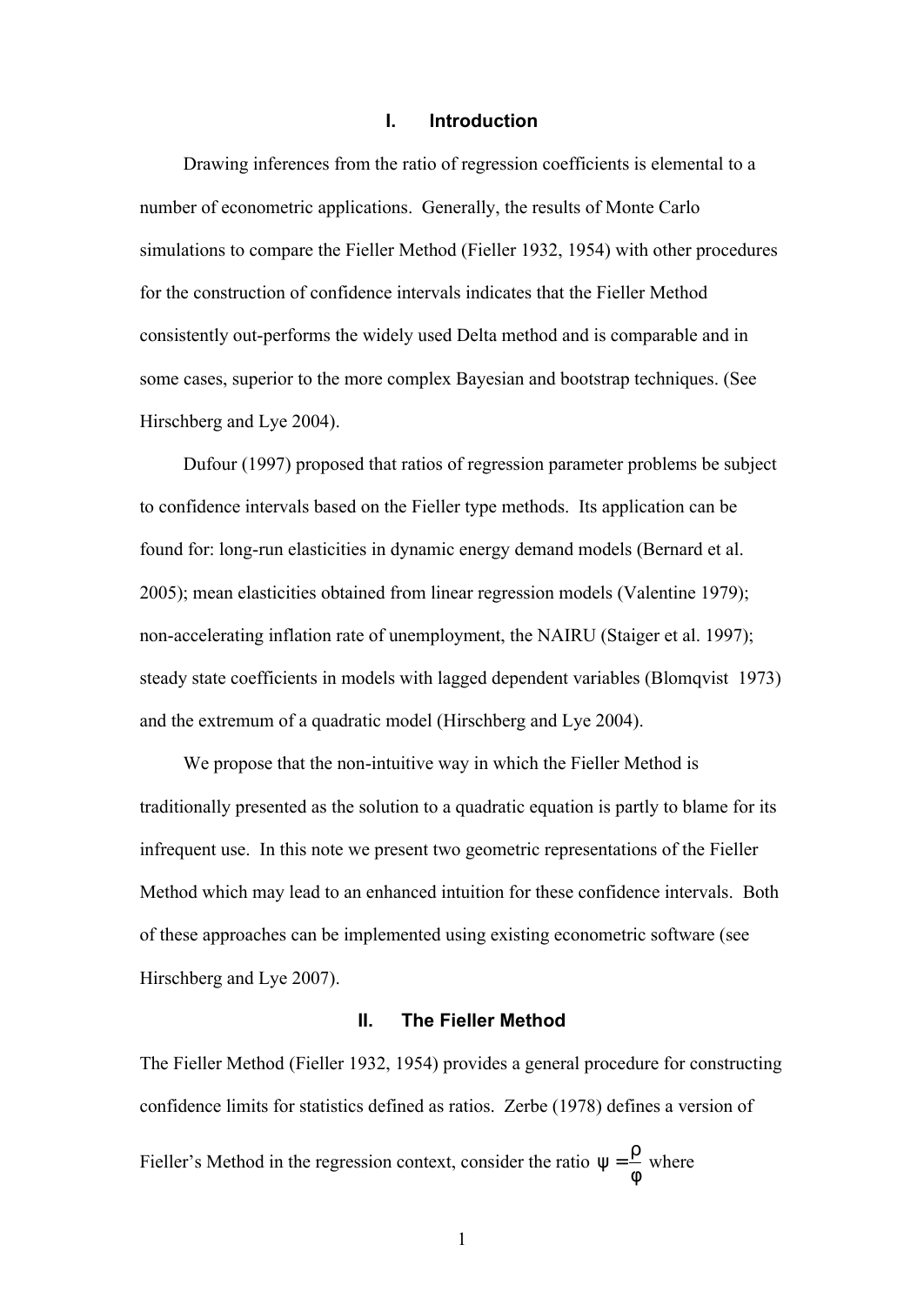## I. Introduction

Drawing inferences from the ratio of regression coefficients is elemental to a number of econometric applications. Generally, the results of Monte Carlo simulations to compare the Fieller Method (Fieller 1932, 1954) with other procedures for the construction of confidence intervals indicates that the Fieller Method consistently out-performs the widely used Delta method and is comparable and in some cases, superior to the more complex Bayesian and bootstrap techniques. (See Hirschberg and Lye 2004).

Dufour (1997) proposed that ratios of regression parameter problems be subject to confidence intervals based on the Fieller type methods. Its application can be found for: long-run elasticities in dynamic energy demand models (Bernard et al. 2005); mean elasticities obtained from linear regression models (Valentine 1979); non-accelerating inflation rate of unemployment, the NAIRU (Staiger et al. 1997); steady state coefficients in models with lagged dependent variables (Blomqvist 1973) and the extremum of a quadratic model (Hirschberg and Lye 2004).

We propose that the non-intuitive way in which the Fieller Method is traditionally presented as the solution to a quadratic equation is partly to blame for its infrequent use. In this note we present two geometric representations of the Fieller Method which may lead to an enhanced intuition for these confidence intervals. Both of these approaches can be implemented using existing econometric software (see Hirschberg and Lye 2007).

## II. The Fieller Method

The Fieller Method (Fieller 1932, 1954) provides a general procedure for constructing confidence limits for statistics defined as ratios. Zerbe (1978) defines a version of Fieller's Method in the regression context, consider the ratio $\psi = \frac{\rho}{\varphi}$ where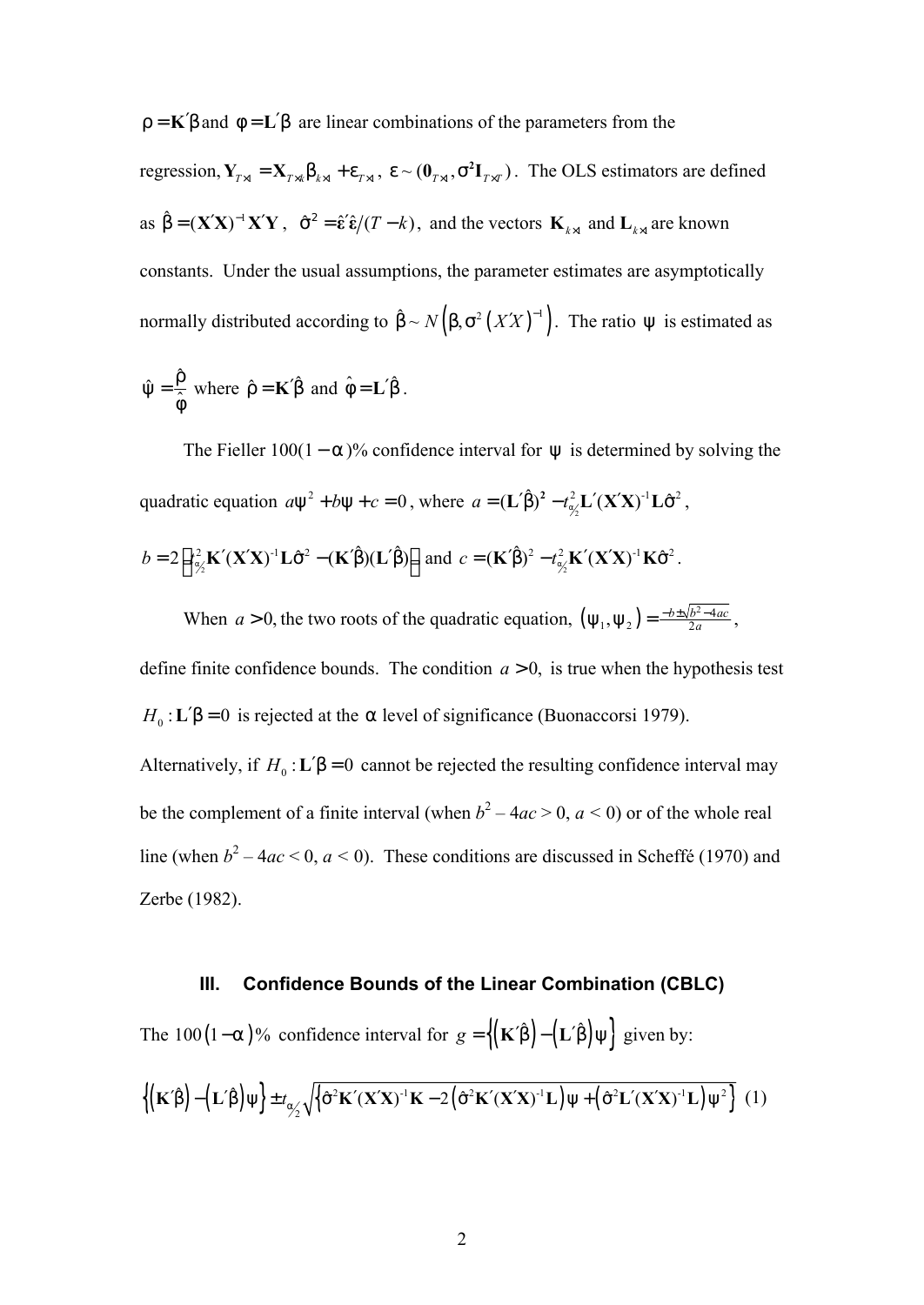$\rho = \mathbf{K}'\beta$ and $\phi = \mathbf{L}'\beta$ are linear combinations of the parameters from the regression, $\mathbf{Y}_{T\times1} = \mathbf{X}_{T\times k}\beta_{k\times1} + \varepsilon_{T\times1}$, $\varepsilon \sim (\mathbf{0}_{T\times1}, \sigma^2\mathbf{I}_{T\times T})$. The OLS estimators are defined as $\hat{\beta} = (\mathbf{X}'\mathbf{X})^{-1}\mathbf{X}'\mathbf{Y}$, $\hat{\sigma}^2 = \hat{\varepsilon}'\hat{\varepsilon}/(T-k)$, and the vectors $\mathbf{K}_{k\times1}$ and $\mathbf{L}_{k\times1}$ are known constants. Under the usual assumptions, the parameter estimates are asymptotically normally distributed according to $\hat{\beta} \sim N\left(\beta, \sigma^2\left(X'X\right)^{-1}\right)$. The ratio $\psi$ is estimated as $\hat{\psi} = \frac{\hat{\rho}}{\hat{\phi}}$ where $\hat{\rho} = \mathbf{K}'\hat{\beta}$ and $\hat{\phi} = \mathbf{L}'\hat{\beta}$.

The Fieller $100(1-\alpha)$% confidence interval for $\psi$ is determined by solving the quadratic equation $a\psi^2 + b\psi + c = 0$, where $a = (\mathbf{L}'\hat{\beta})^2 - t_{\alpha/2}^2\mathbf{L}'(\mathbf{X}'\mathbf{X})^{-1}\mathbf{L}\hat{\sigma}^2$, $b = 2\left[t_{\alpha/2}^2\mathbf{K}'(\mathbf{X}'\mathbf{X})^{-1}\mathbf{L}\hat{\sigma}^2 - (\mathbf{K}'\hat{\beta})(\mathbf{L}'\hat{\beta})\right]$ and $c = (\mathbf{K}'\hat{\beta})^2 - t_{\alpha/2}^2\mathbf{K}'(\mathbf{X}'\mathbf{X})^{-1}\mathbf{K}\hat{\sigma}^2$.

When $a > 0$, the two roots of the quadratic equation, $(\psi_1, \psi_2) = \frac{-b\pm\sqrt{b^2-4ac}}{2a}$, define finite confidence bounds. The condition $a > 0$, is true when the hypothesis test $H_0 : \mathbf{L}'\beta = 0$ is rejected at the $\alpha$ level of significance (Buonaccorsi 1979). Alternatively, if $H_0 : \mathbf{L}'\beta = 0$ cannot be rejected the resulting confidence interval may be the complement of a finite interval (when $b^2 - 4ac > 0$, $a < 0$) or of the whole real line (when $b^2 - 4ac < 0$, $a < 0$). These conditions are discussed in Scheffé (1970) and Zerbe (1982).

## III. Confidence Bounds of the Linear Combination (CBLC)

The $100(1-\alpha)\%$ confidence interval for $g = \left\{\left(\mathbf{K}'\hat{\beta}\right) - \left(\mathbf{L}'\hat{\beta}\right)\psi\right\}$ given by:

$$\left\{\left(\mathbf{K}'\hat{\beta}\right) - \left(\mathbf{L}'\hat{\beta}\right)\psi\right\} \pm t_{\alpha/2}\sqrt{\left\{\hat{\sigma}^2\mathbf{K}'(\mathbf{X}'\mathbf{X})^{-1}\mathbf{K} - 2\left(\hat{\sigma}^2\mathbf{K}'(\mathbf{X}'\mathbf{X})^{-1}\mathbf{L}\right)\psi + \left(\hat{\sigma}^2\mathbf{L}'(\mathbf{X}'\mathbf{X})^{-1}\mathbf{L}\right)\psi^2\right\}} \quad (1)$$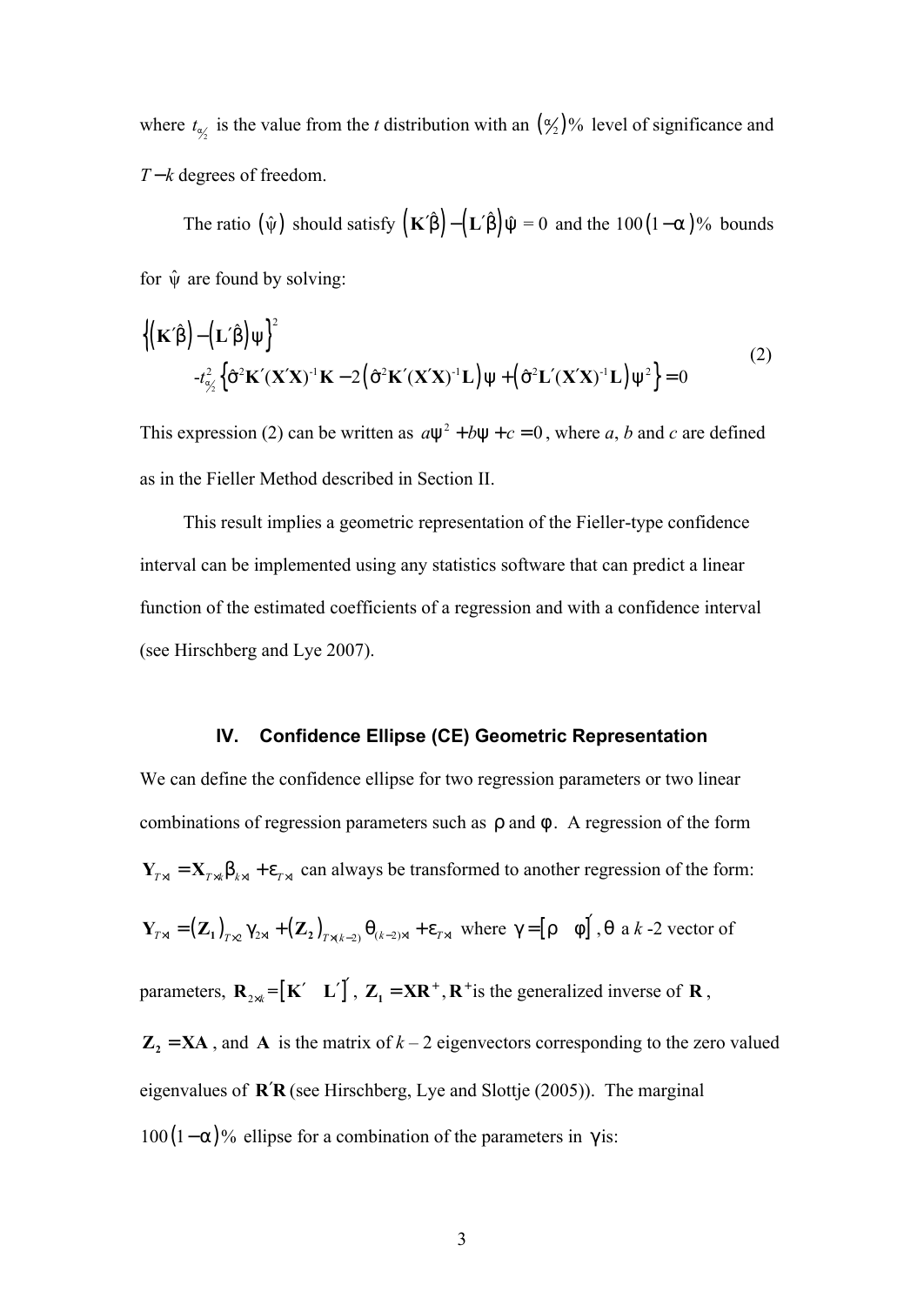where $t_{\alpha/2}$ is the value from the $t$ distribution with an $(\alpha/2)\%$ level of significance and $T-k$ degrees of freedom.

The ratio $(\hat{\psi})$ should satisfy $(\mathbf{K}'\hat{\beta})-(\mathbf{L}'\hat{\beta})\hat{\psi}=0$ and the $100(1-\alpha)\%$ bounds for $\hat{\psi}$ are found by solving:

$$
\begin{aligned}
&\left\{(\mathbf{K}'\hat{\beta})-(\mathbf{L}'\hat{\beta})\psi\right\}^2 \\
&\quad -t_{\alpha/2}^2\left\{\hat{\sigma}^2\mathbf{K}'(\mathbf{X}'\mathbf{X})^{-1}\mathbf{K}-2\left(\hat{\sigma}^2\mathbf{K}'(\mathbf{X}'\mathbf{X})^{-1}\mathbf{L}\right)\psi+\left(\hat{\sigma}^2\mathbf{L}'(\mathbf{X}'\mathbf{X})^{-1}\mathbf{L}\right)\psi^2\right\}=0
\end{aligned}
\tag{2}
$$

This expression (2) can be written as $a\psi^2+b\psi+c=0$, where $a$, $b$ and $c$ are defined as in the Fieller Method described in Section II.

This result implies a geometric representation of the Fieller-type confidence interval can be implemented using any statistics software that can predict a linear function of the estimated coefficients of a regression and with a confidence interval (see Hirschberg and Lye 2007).

## IV. Confidence Ellipse (CE) Geometric Representation

We can define the confidence ellipse for two regression parameters or two linear combinations of regression parameters such as $\rho$ and $\phi$. A regression of the form $\mathbf{Y}_{T\times 1}=\mathbf{X}_{T\times k}\beta_{k\times 1}+\varepsilon_{T\times 1}$ can always be transformed to another regression of the form:

$\mathbf{Y}_{T\times 1}=(\mathbf{Z_1})_{T\times 2}\gamma_{2\times 1}+(\mathbf{Z_2})_{T\times(k-2)}\theta_{(k-2)\times 1}+\varepsilon_{T\times 1}$ where $\gamma=[\rho \quad \phi]'$, $\theta$ a $k$ -2 vector of parameters, $\mathbf{R}_{2\times k}=[\mathbf{K}' \quad \mathbf{L}']'$, $\mathbf{Z_1}=\mathbf{XR}^{+}$, $\mathbf{R}^{+}$is the generalized inverse of $\mathbf{R}$, $\mathbf{Z_2}=\mathbf{XA}$, and $\mathbf{A}$ is the matrix of $k-2$ eigenvectors corresponding to the zero valued eigenvalues of $\mathbf{R}'\mathbf{R}$ (see Hirschberg, Lye and Slottje (2005)). The marginal $100(1-\alpha)\%$ ellipse for a combination of the parameters in $\gamma$is: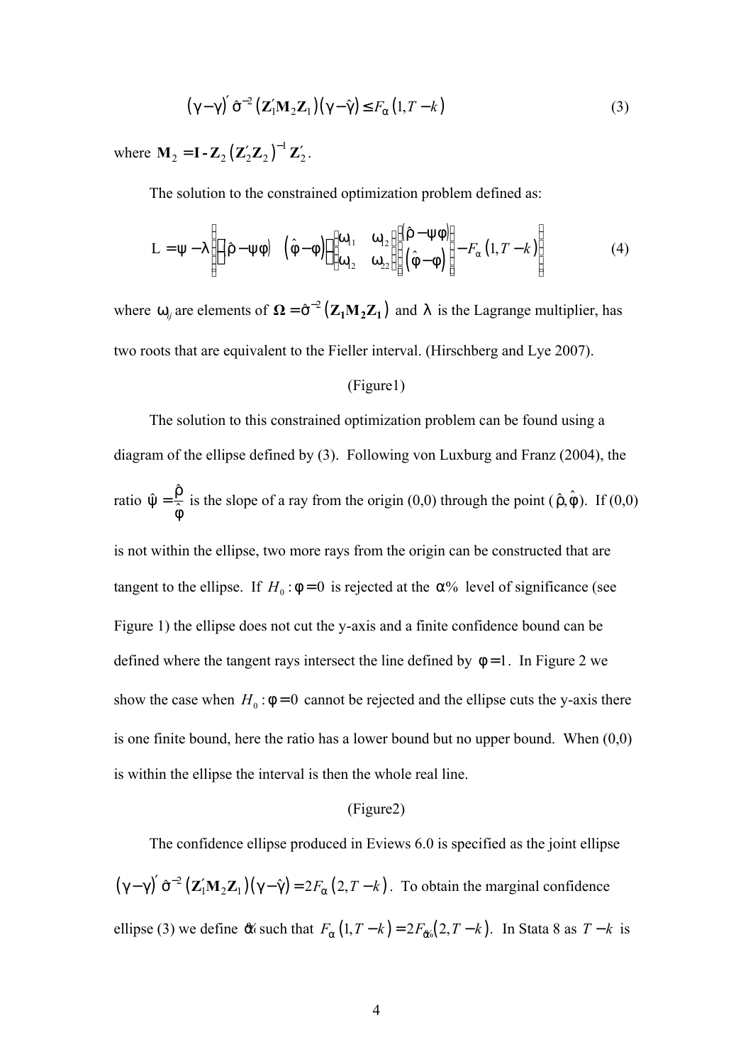$$(\gamma-\hat{\gamma})'\hat{\sigma}^{-2}\left(\mathbf{Z}_1'\mathbf{M}_2\mathbf{Z}_1\right)(\gamma-\hat{\gamma})\le F_\alpha(1,T-k) \tag{3}$$

where $\mathbf{M}_2=\mathbf{I}-\mathbf{Z}_2\left(\mathbf{Z}_2'\mathbf{Z}_2\right)^{-1}\mathbf{Z}_2'$.

The solution to the constrained optimization problem defined as:

$$\mathrm{L}=\psi-\lambda\left[\begin{pmatrix}(\hat{\rho}-\psi\varphi) & (\hat{\varphi}-\varphi)\end{pmatrix}\begin{bmatrix}\omega_{11} & \omega_{12}\\ \omega_{12} & \omega_{22}\end{bmatrix}\begin{bmatrix}(\hat{\rho}-\psi\varphi)\\ (\hat{\varphi}-\varphi)\end{bmatrix}-F_\alpha(1,T-k)\right] \tag{4}$$

where $\omega_{ij}$ are elements of $\mathbf{\Omega}=\hat{\sigma}^{-2}\left(\mathbf{Z_1M_2Z_1}\right)$ and $\lambda$ is the Lagrange multiplier, has two roots that are equivalent to the Fieller interval. (Hirschberg and Lye 2007).

(Figure1)

The solution to this constrained optimization problem can be found using a diagram of the ellipse defined by (3). Following von Luxburg and Franz (2004), the ratio $\hat{\psi}=\frac{\hat{\rho}}{\hat{\varphi}}$ is the slope of a ray from the origin (0,0) through the point ($\hat{\rho},\hat{\varphi}$). If (0,0) is not within the ellipse, two more rays from the origin can be constructed that are tangent to the ellipse. If $H_0:\varphi=0$ is rejected at the $\alpha\%$ level of significance (see Figure 1) the ellipse does not cut the y-axis and a finite confidence bound can be defined where the tangent rays intersect the line defined by $\varphi=1$. In Figure 2 we show the case when $H_0:\varphi=0$ cannot be rejected and the ellipse cuts the y-axis there is one finite bound, here the ratio has a lower bound but no upper bound. When (0,0) is within the ellipse the interval is then the whole real line.

(Figure2)

The confidence ellipse produced in Eviews 6.0 is specified as the joint ellipse $(\gamma-\hat{\gamma})'\hat{\sigma}^{-2}\left(\mathbf{Z}_1'\mathbf{M}_2\mathbf{Z}_1\right)(\gamma-\hat{\gamma})=2F_\alpha(2,T-k)$. To obtain the marginal confidence ellipse (3) we define $\tilde{\alpha}\%$ such that $F_\alpha(1,T-k)=2F_{\tilde{\alpha}\%}(2,T-k)$. In Stata 8 as $T-k$ is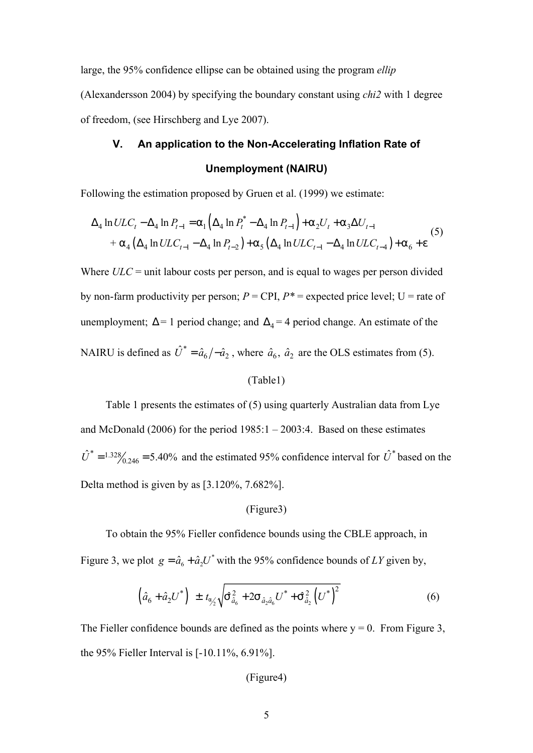large, the 95% confidence ellipse can be obtained using the program *ellip* (Alexandersson 2004) by specifying the boundary constant using *chi2* with 1 degree of freedom, (see Hirschberg and Lye 2007).

## V. An application to the Non-Accelerating Inflation Rate of Unemployment (NAIRU)

Following the estimation proposed by Gruen et al. (1999) we estimate:

$$
\begin{aligned}
\Delta_4 \ln ULC_t - \Delta_4 \ln P_{t-1} &= \alpha_1 \left( \Delta_4 \ln P_t^* - \Delta_4 \ln P_{t-1} \right) + \alpha_2 U_t + \alpha_3 \Delta U_{t-1} \\
&+ \alpha_4 \left( \Delta_4 \ln ULC_{t-1} - \Delta_4 \ln P_{t-2} \right) + \alpha_5 \left( \Delta_4 \ln ULC_{t-1} - \Delta_4 \ln ULC_{t-4} \right) + \alpha_6 + \varepsilon
\end{aligned} \tag{5}
$$

Where *ULC* = unit labour costs per person, and is equal to wages per person divided by non-farm productivity per person; *P* = CPI, *P\** = expected price level; U = rate of unemployment; $\Delta$ = 1 period change; and $\Delta_4$ = 4 period change. An estimate of the NAIRU is defined as $\hat{U}^* = \hat{a}_6 / -\hat{a}_2$, where $\hat{a}_6,\ \hat{a}_2$ are the OLS estimates from (5).

(Table1)

Table 1 presents the estimates of (5) using quarterly Australian data from Lye and McDonald (2006) for the period 1985:1 – 2003:4. Based on these estimates $\hat{U}^* = {}^{1.328}\!/_{0.246} = 5.40\%$ and the estimated 95% confidence interval for $\hat{U}^*$ based on the Delta method is given by as [3.120%, 7.682%].

(Figure3)

To obtain the 95% Fieller confidence bounds using the CBLE approach, in Figure 3, we plot $g = \hat{a}_6 + \hat{a}_2 U^*$ with the 95% confidence bounds of *LY* given by,

$$
\left( \hat{a}_6 + \hat{a}_2 U^* \right) \ \pm t_{\alpha/2} \sqrt{\hat{\sigma}_{\hat{a}_6}^2 + 2\sigma_{\hat{a}_2 \hat{a}_6} U^* + \hat{\sigma}_{\hat{a}_2}^2 \left( U^* \right)^2} \tag{6}
$$

The Fieller confidence bounds are defined as the points where y = 0. From Figure 3, the 95% Fieller Interval is [-10.11%, 6.91%].

(Figure4)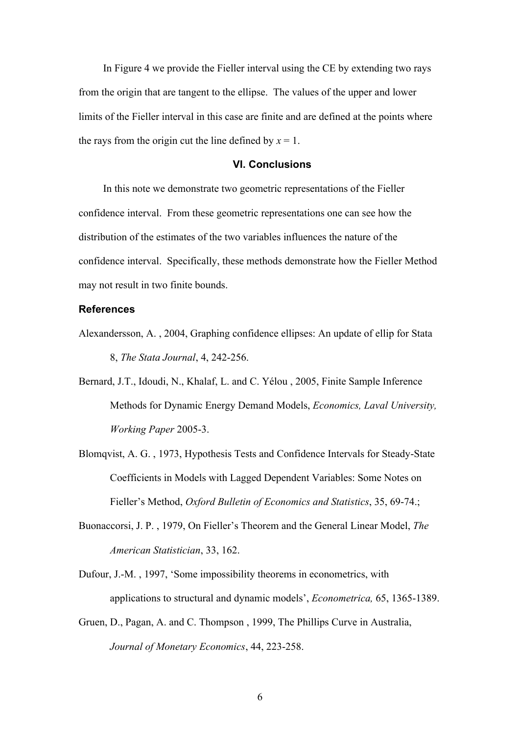In Figure 4 we provide the Fieller interval using the CE by extending two rays from the origin that are tangent to the ellipse. The values of the upper and lower limits of the Fieller interval in this case are finite and are defined at the points where the rays from the origin cut the line defined by $x = 1$.

## VI. Conclusions

In this note we demonstrate two geometric representations of the Fieller confidence interval. From these geometric representations one can see how the distribution of the estimates of the two variables influences the nature of the confidence interval. Specifically, these methods demonstrate how the Fieller Method may not result in two finite bounds.

## References

Alexandersson, A. , 2004, Graphing confidence ellipses: An update of ellip for Stata 8, *The Stata Journal*, 4, 242-256.

Bernard, J.T., Idoudi, N., Khalaf, L. and C. Yélou , 2005, Finite Sample Inference Methods for Dynamic Energy Demand Models, *Economics, Laval University, Working Paper* 2005-3.

Blomqvist, A. G. , 1973, Hypothesis Tests and Confidence Intervals for Steady-State Coefficients in Models with Lagged Dependent Variables: Some Notes on Fieller's Method, *Oxford Bulletin of Economics and Statistics*, 35, 69-74.;

Buonaccorsi, J. P. , 1979, On Fieller's Theorem and the General Linear Model, *The American Statistician*, 33, 162.

Dufour, J.-M. , 1997, 'Some impossibility theorems in econometrics, with applications to structural and dynamic models', *Econometrica,* 65, 1365-1389.

Gruen, D., Pagan, A. and C. Thompson , 1999, The Phillips Curve in Australia, *Journal of Monetary Economics*, 44, 223-258.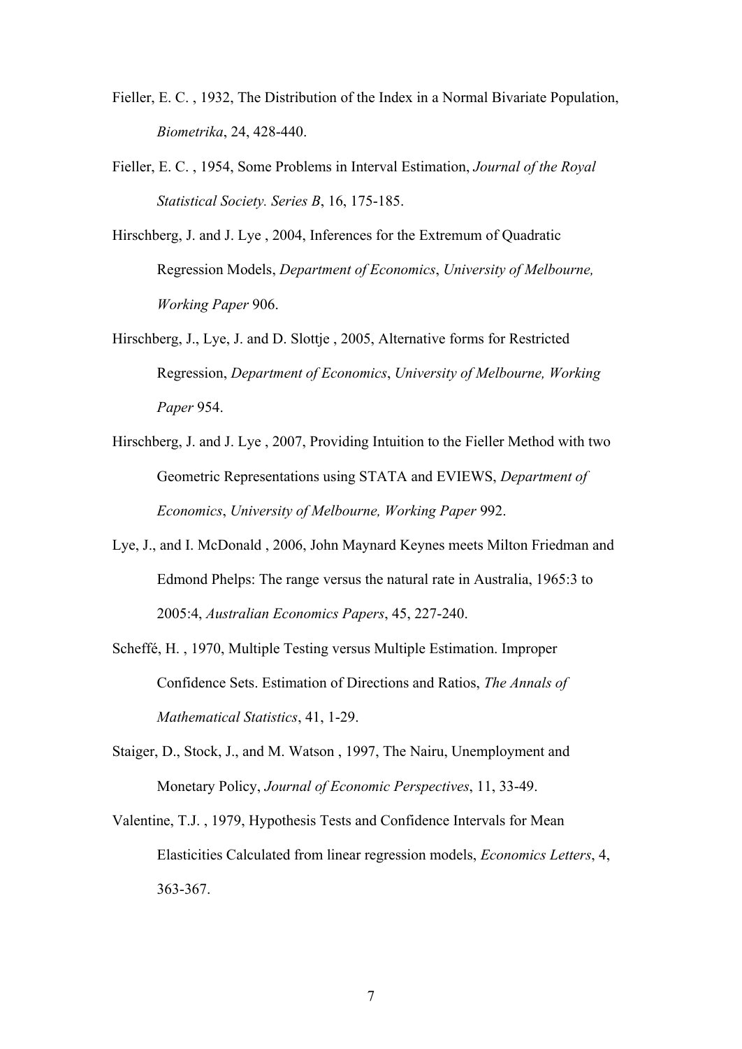Fieller, E. C. , 1932, The Distribution of the Index in a Normal Bivariate Population, *Biometrika*, 24, 428-440.

Fieller, E. C. , 1954, Some Problems in Interval Estimation, *Journal of the Royal Statistical Society. Series B*, 16, 175-185.

Hirschberg, J. and J. Lye , 2004, Inferences for the Extremum of Quadratic Regression Models, *Department of Economics*, *University of Melbourne, Working Paper* 906.

Hirschberg, J., Lye, J. and D. Slottje , 2005, Alternative forms for Restricted Regression, *Department of Economics*, *University of Melbourne, Working Paper* 954.

Hirschberg, J. and J. Lye , 2007, Providing Intuition to the Fieller Method with two Geometric Representations using STATA and EVIEWS, *Department of Economics*, *University of Melbourne, Working Paper* 992.

Lye, J., and I. McDonald , 2006, John Maynard Keynes meets Milton Friedman and Edmond Phelps: The range versus the natural rate in Australia, 1965:3 to 2005:4, *Australian Economics Papers*, 45, 227-240.

Scheffé, H. , 1970, Multiple Testing versus Multiple Estimation. Improper Confidence Sets. Estimation of Directions and Ratios, *The Annals of Mathematical Statistics*, 41, 1-29.

Staiger, D., Stock, J., and M. Watson , 1997, The Nairu, Unemployment and Monetary Policy, *Journal of Economic Perspectives*, 11, 33-49.

Valentine, T.J. , 1979, Hypothesis Tests and Confidence Intervals for Mean Elasticities Calculated from linear regression models, *Economics Letters*, 4, 363-367.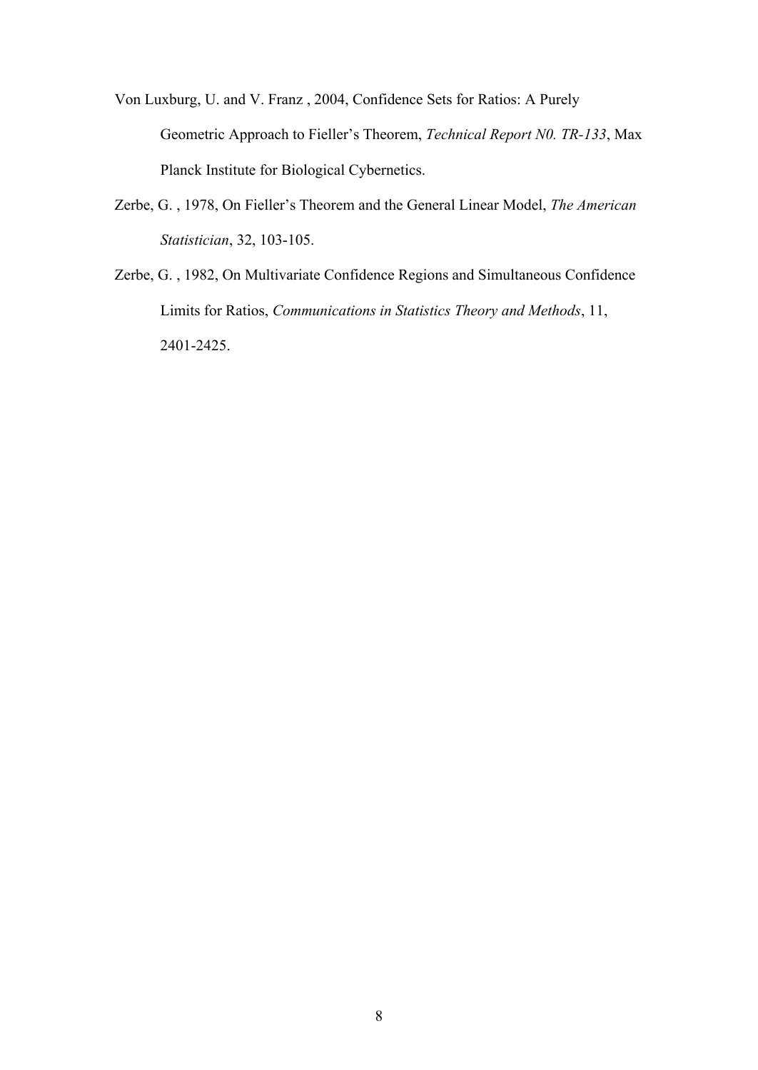Von Luxburg, U. and V. Franz , 2004, Confidence Sets for Ratios: A Purely Geometric Approach to Fieller's Theorem, *Technical Report N0. TR-133*, Max Planck Institute for Biological Cybernetics.

Zerbe, G. , 1978, On Fieller's Theorem and the General Linear Model, *The American Statistician*, 32, 103-105.

Zerbe, G. , 1982, On Multivariate Confidence Regions and Simultaneous Confidence Limits for Ratios, *Communications in Statistics Theory and Methods*, 11, 2401-2425.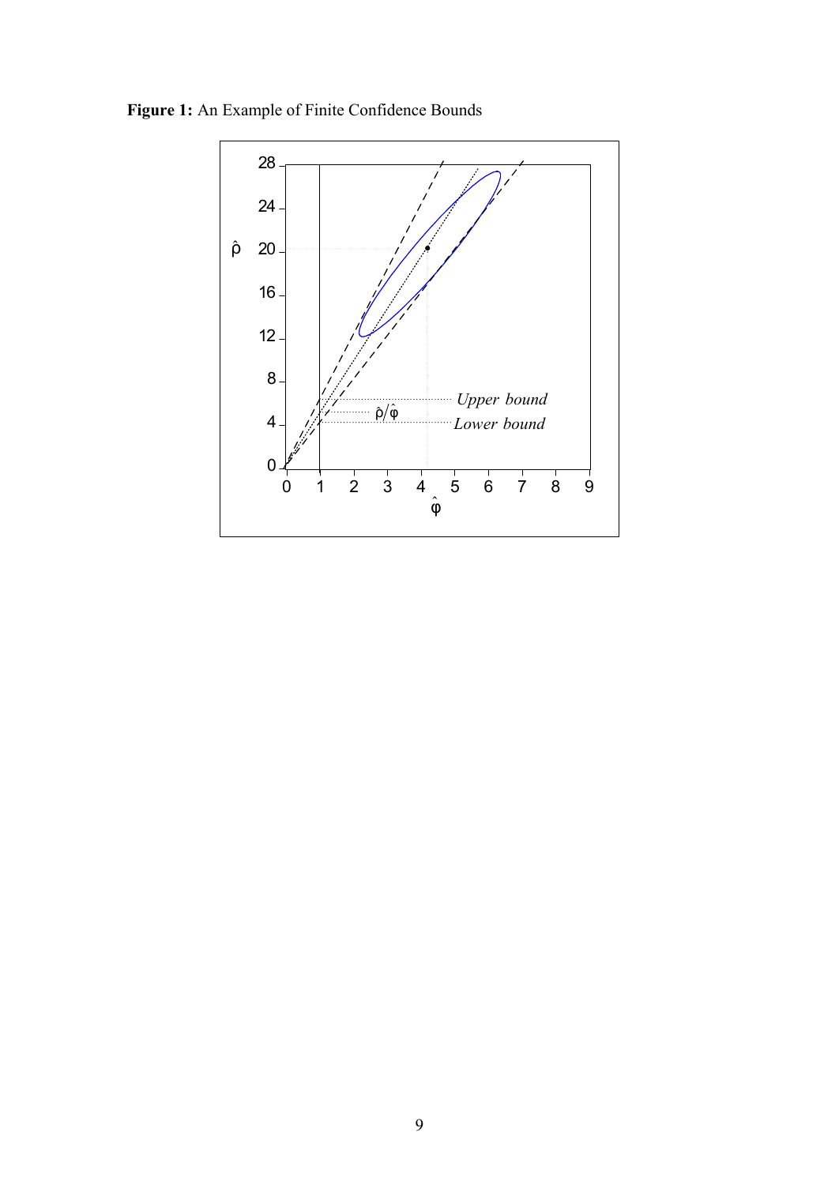**Figure 1:** An Example of Finite Confidence Bounds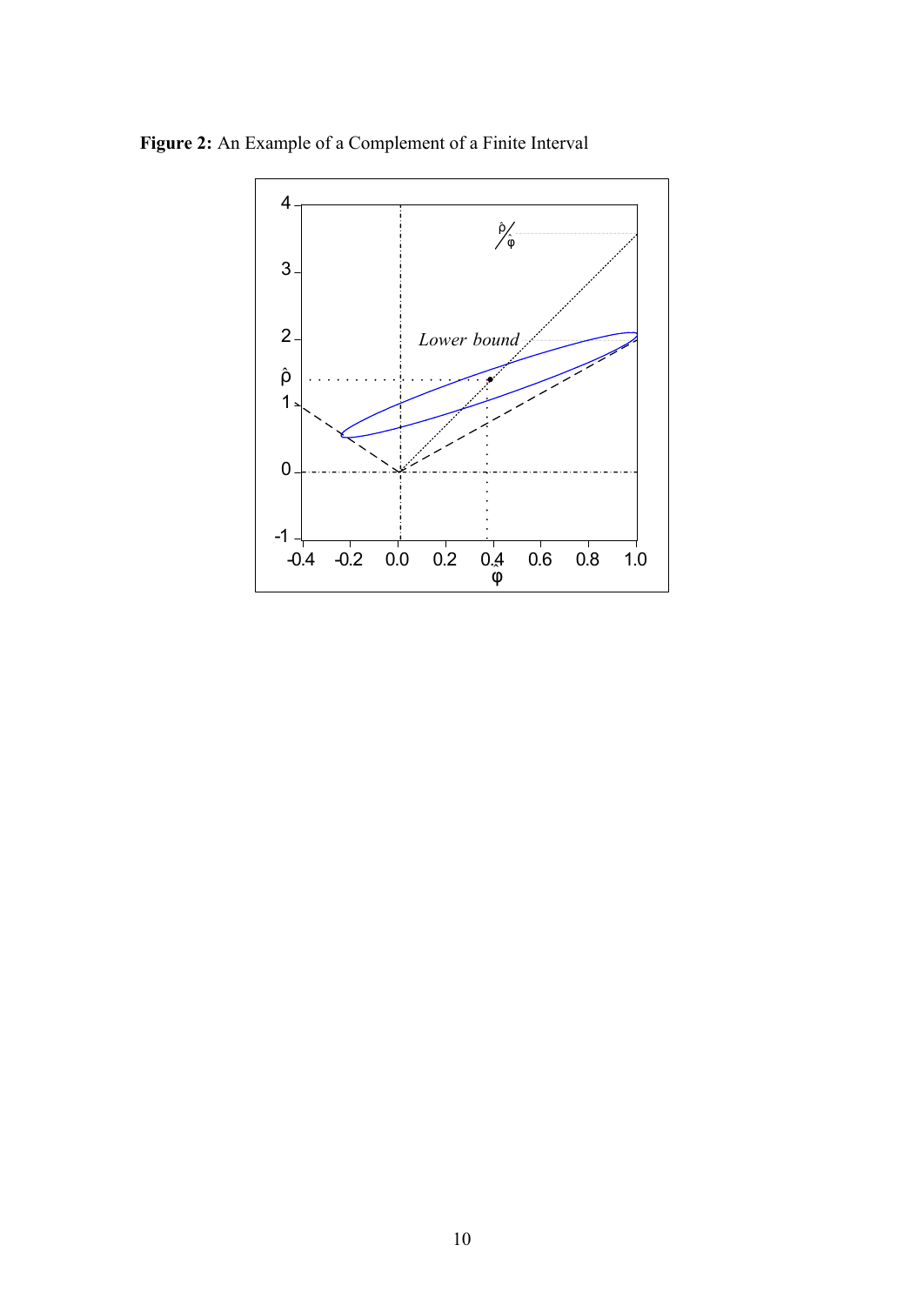**Figure 2:** An Example of a Complement of a Finite Interval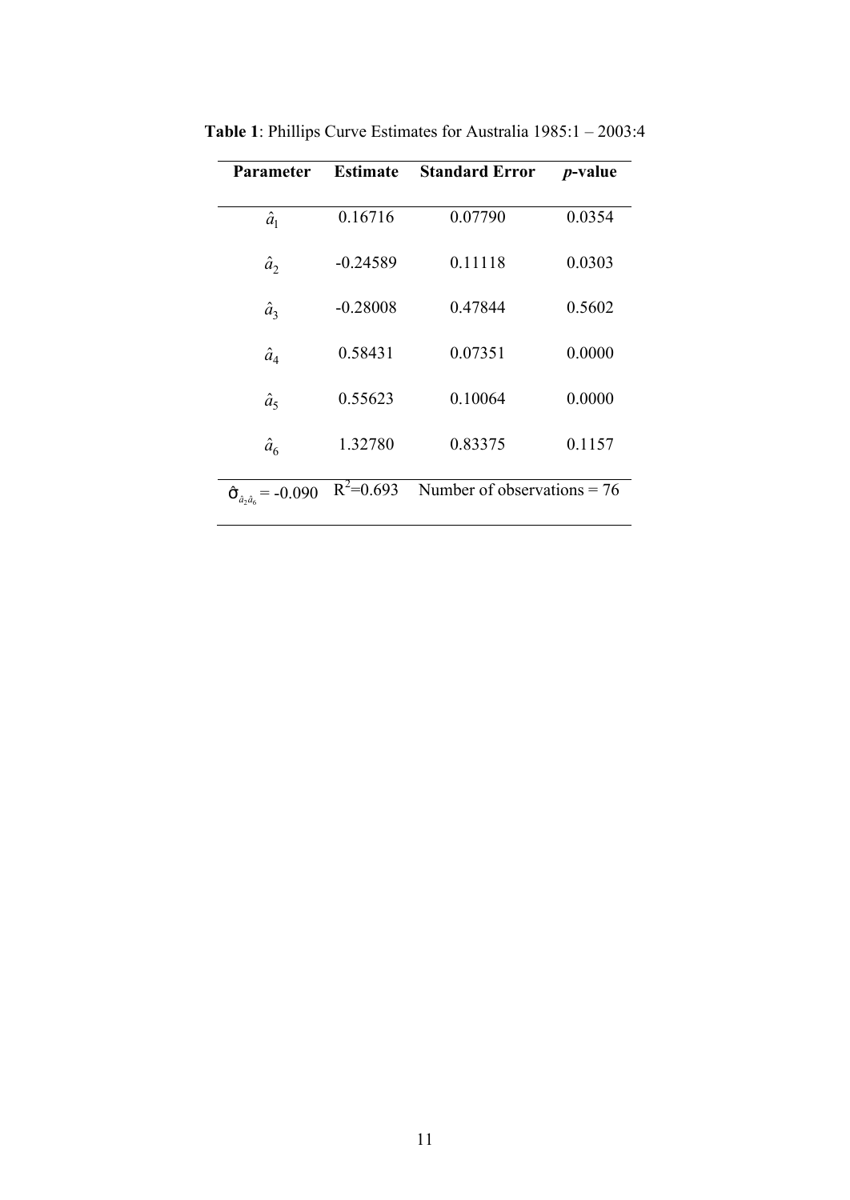**Table 1**: Phillips Curve Estimates for Australia 1985:1 – 2003:4

| Parameter | Estimate | Standard Error | *p*-value |
|---|---|---|---|
| $\hat{a}_1$ | 0.16716 | 0.07790 | 0.0354 |
| $\hat{a}_2$ | -0.24589 | 0.11118 | 0.0303 |
| $\hat{a}_3$ | -0.28008 | 0.47844 | 0.5602 |
| $\hat{a}_4$ | 0.58431 | 0.07351 | 0.0000 |
| $\hat{a}_5$ | 0.55623 | 0.10064 | 0.0000 |
| $\hat{a}_6$ | 1.32780 | 0.83375 | 0.1157 |
| $\hat{\sigma}_{\hat{a}_2\hat{a}_6} = -0.090$ | $R^2=0.693$ | Number of observations = 76 | |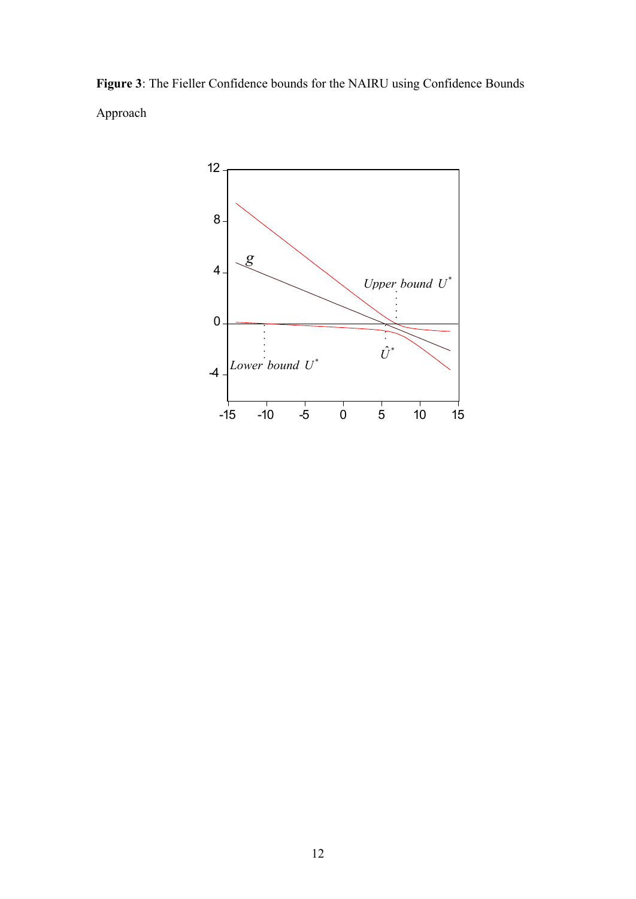**Figure 3**: The Fieller Confidence bounds for the NAIRU using Confidence Bounds Approach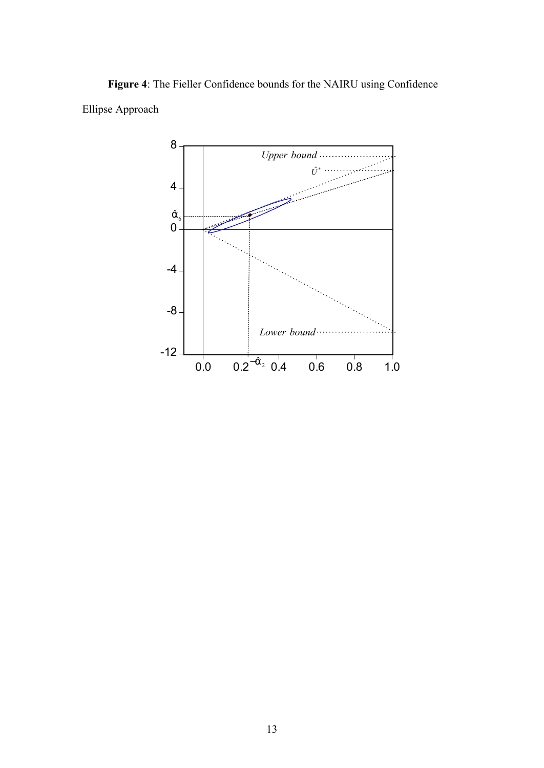**Figure 4**: The Fieller Confidence bounds for the NAIRU using Confidence Ellipse Approach

8

4

$\hat{\alpha}_6$

0

-4

-8

-12

0.0

0.2

$-\hat{\alpha}_2$

0.4

0.6

0.8

1.0

*Upper bound*

$\hat{U}^*$

*Lower bound*